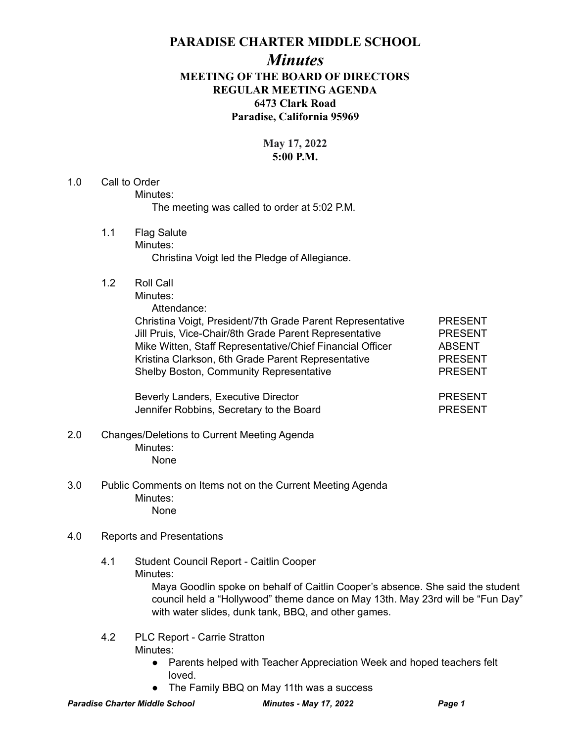# PARADISE CHARTER MIDDLE SCHOOL

## *Minutes*

### MEETING OF THE BOARD OF DIRECTORS
### REGULAR MEETING AGENDA
### 6473 Clark Road
### Paradise, California 95969

**May 17, 2022**
**5:00 P.M.**

1.0 Call to Order

Minutes:

The meeting was called to order at 5:02 P.M.

1.1 Flag Salute

Minutes:

Christina Voigt led the Pledge of Allegiance.

1.2 Roll Call

Minutes:

Attendance:

| | |
|---|---|
| Christina Voigt, President/7th Grade Parent Representative | PRESENT |
| Jill Pruis, Vice-Chair/8th Grade Parent Representative | PRESENT |
| Mike Witten, Staff Representative/Chief Financial Officer | ABSENT |
| Kristina Clarkson, 6th Grade Parent Representative | PRESENT |
| Shelby Boston, Community Representative | PRESENT |
| | |
| Beverly Landers, Executive Director | PRESENT |
| Jennifer Robbins, Secretary to the Board | PRESENT |

2.0 Changes/Deletions to Current Meeting Agenda

Minutes:

None

3.0 Public Comments on Items not on the Current Meeting Agenda

Minutes:

None

4.0 Reports and Presentations

4.1 Student Council Report - Caitlin Cooper

Minutes:

Maya Goodlin spoke on behalf of Caitlin Cooper's absence. She said the student council held a "Hollywood" theme dance on May 13th. May 23rd will be "Fun Day" with water slides, dunk tank, BBQ, and other games.

4.2 PLC Report - Carrie Stratton

Minutes:

- Parents helped with Teacher Appreciation Week and hoped teachers felt loved.
- The Family BBQ on May 11th was a success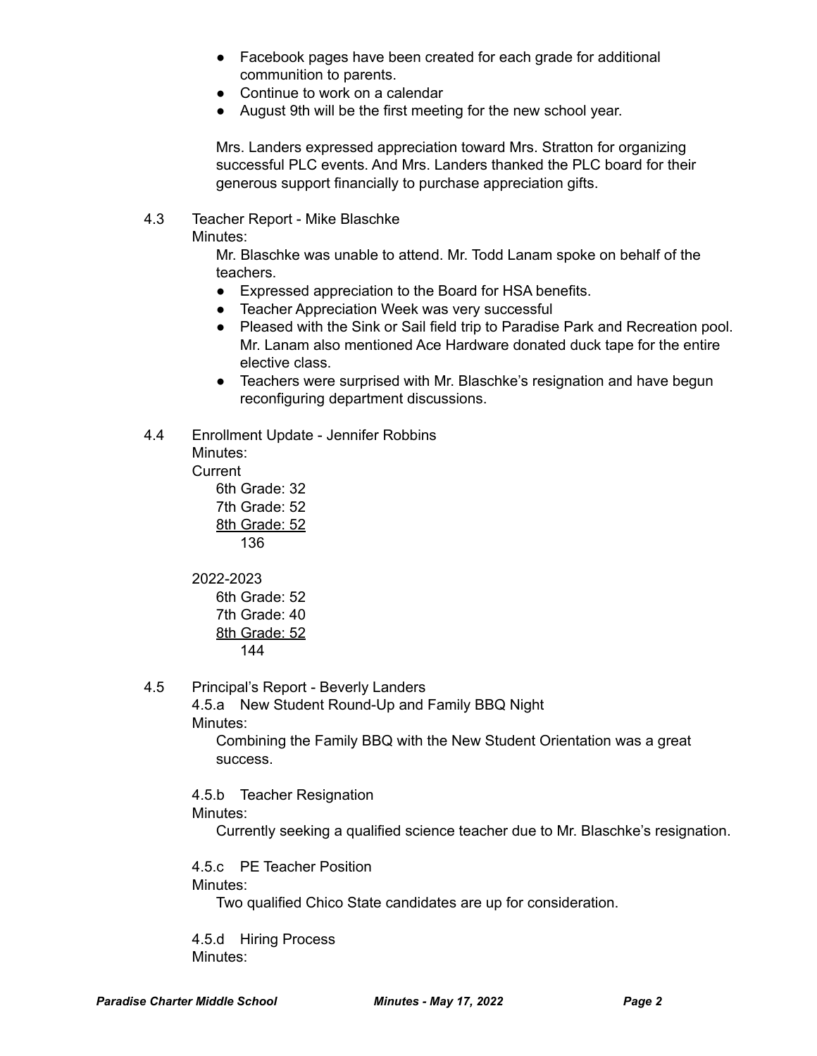- Facebook pages have been created for each grade for additional communition to parents.
- Continue to work on a calendar
- August 9th will be the first meeting for the new school year.

Mrs. Landers expressed appreciation toward Mrs. Stratton for organizing successful PLC events. And Mrs. Landers thanked the PLC board for their generous support financially to purchase appreciation gifts.

4.3 Teacher Report - Mike Blaschke

Minutes:

Mr. Blaschke was unable to attend. Mr. Todd Lanam spoke on behalf of the teachers.

- Expressed appreciation to the Board for HSA benefits.
- Teacher Appreciation Week was very successful
- Pleased with the Sink or Sail field trip to Paradise Park and Recreation pool. Mr. Lanam also mentioned Ace Hardware donated duck tape for the entire elective class.
- Teachers were surprised with Mr. Blaschke's resignation and have begun reconfiguring department discussions.

4.4 Enrollment Update - Jennifer Robbins

Minutes:

Current

6th Grade: 32
7th Grade: 52
<u>8th Grade: 52</u>
136

2022-2023

6th Grade: 52
7th Grade: 40
<u>8th Grade: 52</u>
144

4.5 Principal's Report - Beverly Landers

4.5.a New Student Round-Up and Family BBQ Night

Minutes:

Combining the Family BBQ with the New Student Orientation was a great success.

4.5.b Teacher Resignation

Minutes:

Currently seeking a qualified science teacher due to Mr. Blaschke's resignation.

4.5.c PE Teacher Position

Minutes:

Two qualified Chico State candidates are up for consideration.

4.5.d Hiring Process

Minutes: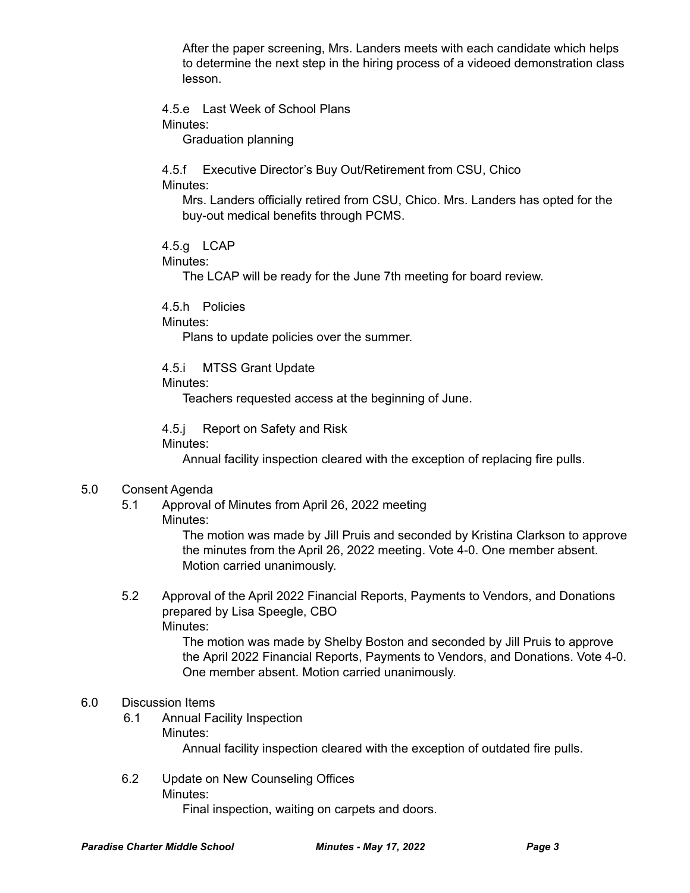After the paper screening, Mrs. Landers meets with each candidate which helps to determine the next step in the hiring process of a videoed demonstration class lesson.

4.5.e Last Week of School Plans

Minutes:

Graduation planning

4.5.f Executive Director's Buy Out/Retirement from CSU, Chico

Minutes:

Mrs. Landers officially retired from CSU, Chico. Mrs. Landers has opted for the buy-out medical benefits through PCMS.

4.5.g LCAP

Minutes:

The LCAP will be ready for the June 7th meeting for board review.

4.5.h Policies

Minutes:

Plans to update policies over the summer.

4.5.i MTSS Grant Update

Minutes:

Teachers requested access at the beginning of June.

4.5.j Report on Safety and Risk

Minutes:

Annual facility inspection cleared with the exception of replacing fire pulls.

5.0 Consent Agenda

5.1 Approval of Minutes from April 26, 2022 meeting

Minutes:

The motion was made by Jill Pruis and seconded by Kristina Clarkson to approve the minutes from the April 26, 2022 meeting. Vote 4-0. One member absent. Motion carried unanimously.

5.2 Approval of the April 2022 Financial Reports, Payments to Vendors, and Donations prepared by Lisa Speegle, CBO

Minutes:

The motion was made by Shelby Boston and seconded by Jill Pruis to approve the April 2022 Financial Reports, Payments to Vendors, and Donations. Vote 4-0. One member absent. Motion carried unanimously.

6.0 Discussion Items

6.1 Annual Facility Inspection

Minutes:

Annual facility inspection cleared with the exception of outdated fire pulls.

6.2 Update on New Counseling Offices

Minutes:

Final inspection, waiting on carpets and doors.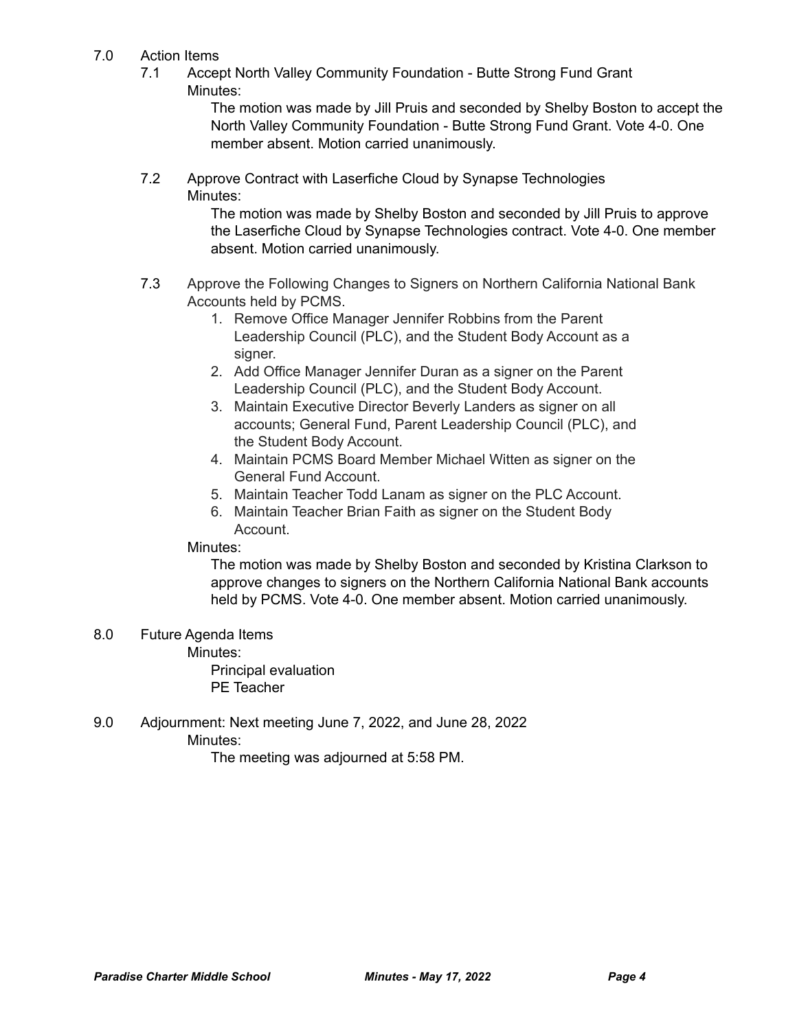7.0 Action Items

7.1 Accept North Valley Community Foundation - Butte Strong Fund Grant

Minutes:

The motion was made by Jill Pruis and seconded by Shelby Boston to accept the North Valley Community Foundation - Butte Strong Fund Grant. Vote 4-0. One member absent. Motion carried unanimously.

7.2 Approve Contract with Laserfiche Cloud by Synapse Technologies

Minutes:

The motion was made by Shelby Boston and seconded by Jill Pruis to approve the Laserfiche Cloud by Synapse Technologies contract. Vote 4-0. One member absent. Motion carried unanimously.

7.3 Approve the Following Changes to Signers on Northern California National Bank Accounts held by PCMS.

1. Remove Office Manager Jennifer Robbins from the Parent Leadership Council (PLC), and the Student Body Account as a signer.
2. Add Office Manager Jennifer Duran as a signer on the Parent Leadership Council (PLC), and the Student Body Account.
3. Maintain Executive Director Beverly Landers as signer on all accounts; General Fund, Parent Leadership Council (PLC), and the Student Body Account.
4. Maintain PCMS Board Member Michael Witten as signer on the General Fund Account.
5. Maintain Teacher Todd Lanam as signer on the PLC Account.
6. Maintain Teacher Brian Faith as signer on the Student Body Account.

Minutes:

The motion was made by Shelby Boston and seconded by Kristina Clarkson to approve changes to signers on the Northern California National Bank accounts held by PCMS. Vote 4-0. One member absent. Motion carried unanimously.

8.0 Future Agenda Items

Minutes:

Principal evaluation

PE Teacher

9.0 Adjournment: Next meeting June 7, 2022, and June 28, 2022

Minutes:

The meeting was adjourned at 5:58 PM.